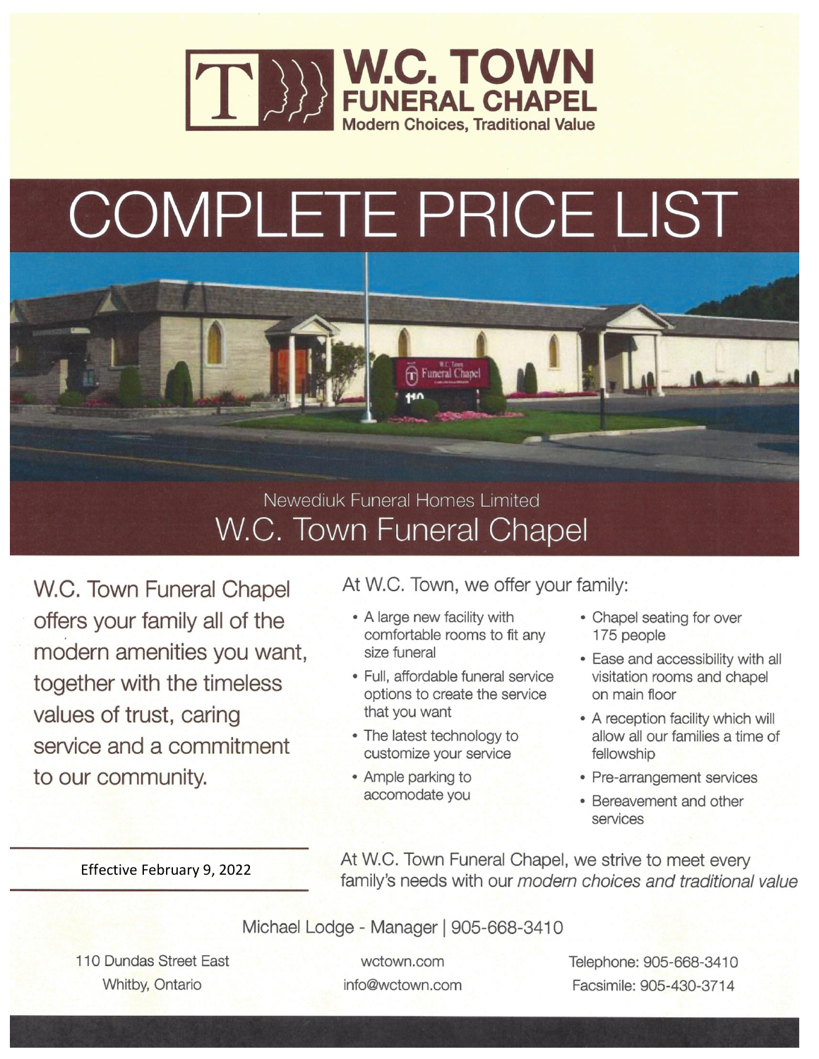# W.C. TOWN FUNERAL CHAPEL

Modern Choices, Traditional Value

# COMPLETE PRICE LIST

Newediuk Funeral Homes Limited

## W.C. Town Funeral Chapel

W.C. Town Funeral Chapel offers your family all of the modern amenities you want, together with the timeless values of trust, caring service and a commitment to our community.

At W.C. Town, we offer your family:

- A large new facility with comfortable rooms to fit any size funeral
- Full, affordable funeral service options to create the service that you want
- The latest technology to customize your service
- Ample parking to accomodate you
- Chapel seating for over 175 people
- Ease and accessibility with all visitation rooms and chapel on main floor
- A reception facility which will allow all our families a time of fellowship
- Pre-arrangement services
- Bereavement and other services

Effective February 9, 2022

At W.C. Town Funeral Chapel, we strive to meet every family's needs with our *modern choices and traditional value*

Michael Lodge - Manager | 905-668-3410

110 Dundas Street East
Whitby, Ontario

wctown.com
info@wctown.com

Telephone: 905-668-3410
Facsimile: 905-430-3714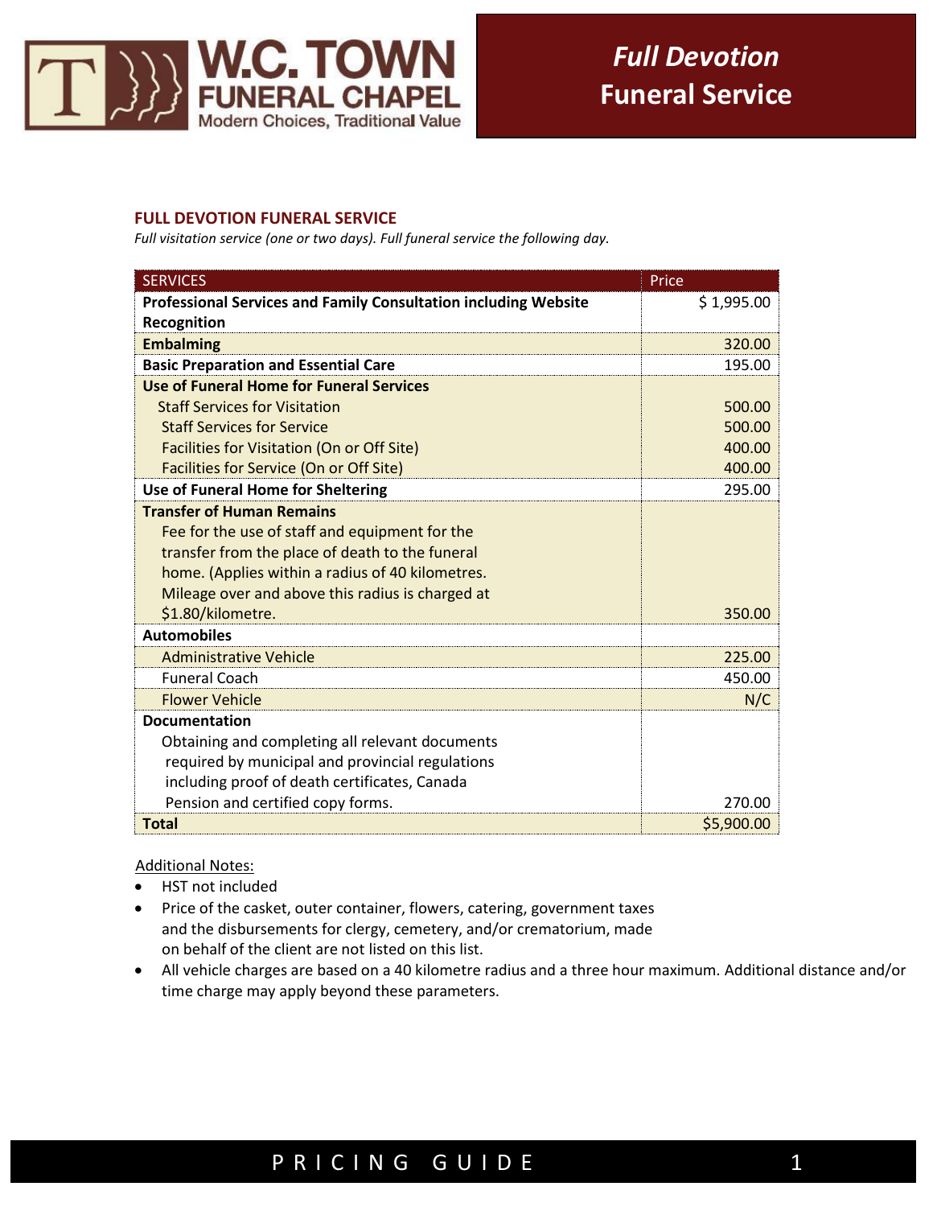W.C. TOWN FUNERAL CHAPEL
Modern Choices, Traditional Value

# *Full Devotion* Funeral Service

## FULL DEVOTION FUNERAL SERVICE

*Full visitation service (one or two days). Full funeral service the following day.*

| SERVICES | Price |
|---|---|
| **Professional Services and Family Consultation including Website Recognition** | $ 1,995.00 |
| **Embalming** | 320.00 |
| **Basic Preparation and Essential Care** | 195.00 |
| **Use of Funeral Home for Funeral Services** | |
| Staff Services for Visitation | 500.00 |
| Staff Services for Service | 500.00 |
| Facilities for Visitation (On or Off Site) | 400.00 |
| Facilities for Service (On or Off Site) | 400.00 |
| **Use of Funeral Home for Sheltering** | 295.00 |
| **Transfer of Human Remains** Fee for the use of staff and equipment for the transfer from the place of death to the funeral home. (Applies within a radius of 40 kilometres. Mileage over and above this radius is charged at $1.80/kilometre. | 350.00 |
| **Automobiles** | |
| Administrative Vehicle | 225.00 |
| Funeral Coach | 450.00 |
| Flower Vehicle | N/C |
| **Documentation** Obtaining and completing all relevant documents required by municipal and provincial regulations including proof of death certificates, Canada Pension and certified copy forms. | 270.00 |
| **Total** | $5,900.00 |

Additional Notes:

- HST not included
- Price of the casket, outer container, flowers, catering, government taxes and the disbursements for clergy, cemetery, and/or crematorium, made on behalf of the client are not listed on this list.
- All vehicle charges are based on a 40 kilometre radius and a three hour maximum. Additional distance and/or time charge may apply beyond these parameters.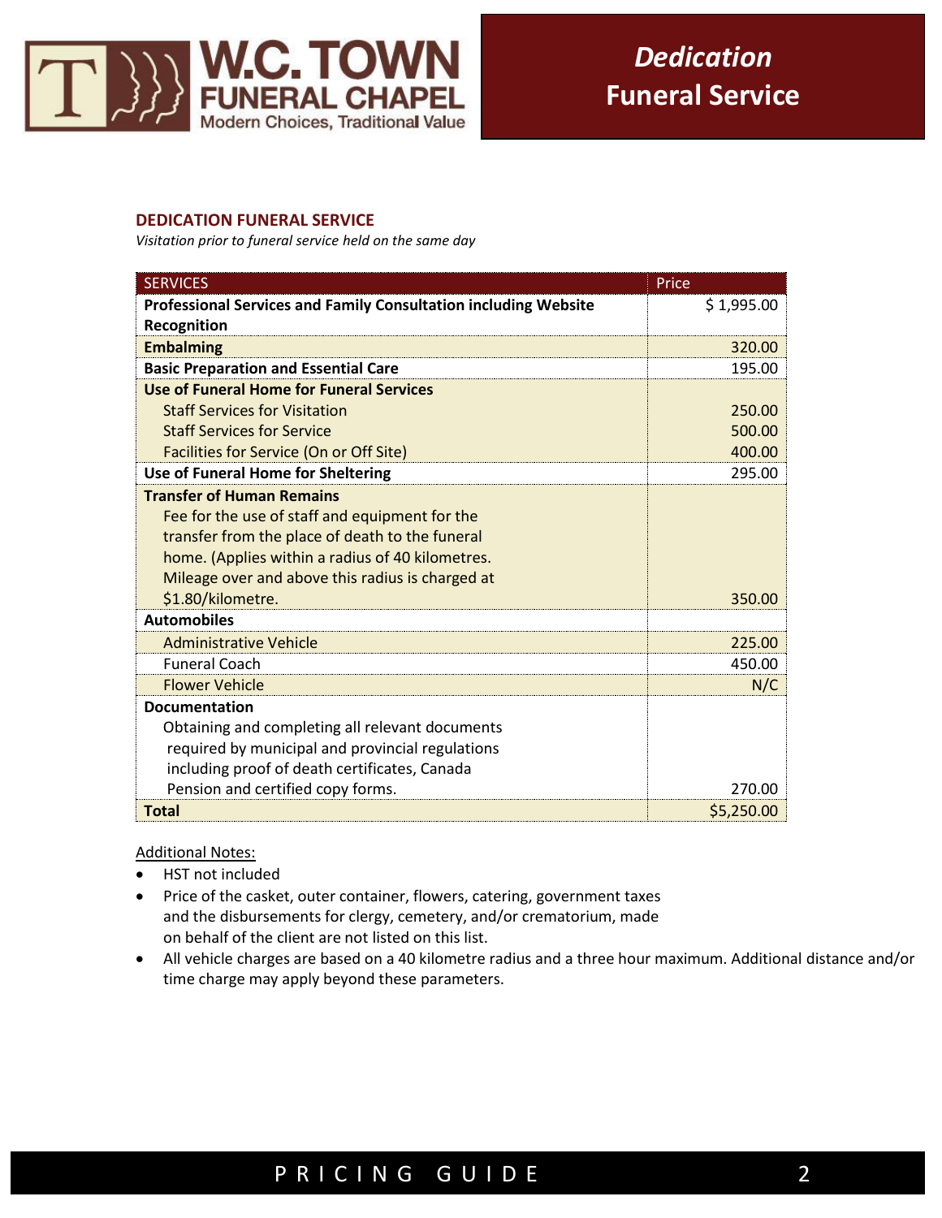# Dedication Funeral Service

## DEDICATION FUNERAL SERVICE

*Visitation prior to funeral service held on the same day*

| SERVICES | Price |
|---|---|
| **Professional Services and Family Consultation including Website Recognition** | $ 1,995.00 |
| **Embalming** | 320.00 |
| **Basic Preparation and Essential Care** | 195.00 |
| **Use of Funeral Home for Funeral Services** | |
| Staff Services for Visitation | 250.00 |
| Staff Services for Service | 500.00 |
| Facilities for Service (On or Off Site) | 400.00 |
| **Use of Funeral Home for Sheltering** | 295.00 |
| **Transfer of Human Remains**<br>Fee for the use of staff and equipment for the transfer from the place of death to the funeral home. (Applies within a radius of 40 kilometres. Mileage over and above this radius is charged at $1.80/kilometre. | 350.00 |
| **Automobiles** | |
| Administrative Vehicle | 225.00 |
| Funeral Coach | 450.00 |
| Flower Vehicle | N/C |
| **Documentation**<br>Obtaining and completing all relevant documents required by municipal and provincial regulations including proof of death certificates, Canada Pension and certified copy forms. | 270.00 |
| **Total** | $5,250.00 |

Additional Notes:

- HST not included
- Price of the casket, outer container, flowers, catering, government taxes and the disbursements for clergy, cemetery, and/or crematorium, made on behalf of the client are not listed on this list.
- All vehicle charges are based on a 40 kilometre radius and a three hour maximum. Additional distance and/or time charge may apply beyond these parameters.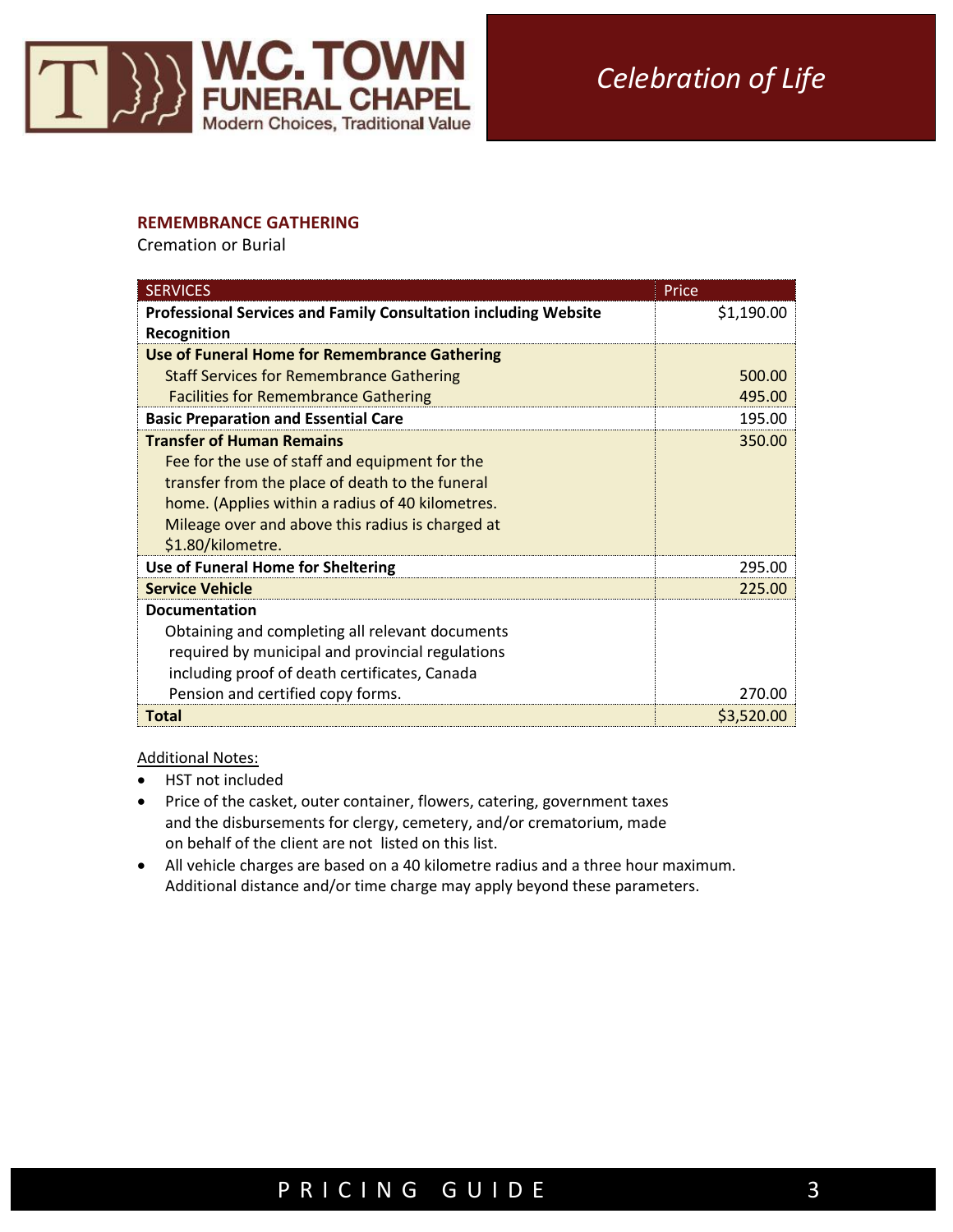W.C. TOWN FUNERAL CHAPEL
Modern Choices, Traditional Value

*Celebration of Life*

**REMEMBRANCE GATHERING**

Cremation or Burial

| SERVICES | Price |
|---|---|
| **Professional Services and Family Consultation including Website Recognition** | $1,190.00 |
| **Use of Funeral Home for Remembrance Gathering** | |
| Staff Services for Remembrance Gathering | 500.00 |
| Facilities for Remembrance Gathering | 495.00 |
| **Basic Preparation and Essential Care** | 195.00 |
| **Transfer of Human Remains**<br>Fee for the use of staff and equipment for the transfer from the place of death to the funeral home. (Applies within a radius of 40 kilometres. Mileage over and above this radius is charged at $1.80/kilometre. | 350.00 |
| **Use of Funeral Home for Sheltering** | 295.00 |
| **Service Vehicle** | 225.00 |
| **Documentation**<br>Obtaining and completing all relevant documents required by municipal and provincial regulations including proof of death certificates, Canada Pension and certified copy forms. | 270.00 |
| **Total** | $3,520.00 |

Additional Notes:

- HST not included
- Price of the casket, outer container, flowers, catering, government taxes and the disbursements for clergy, cemetery, and/or crematorium, made on behalf of the client are not listed on this list.
- All vehicle charges are based on a 40 kilometre radius and a three hour maximum. Additional distance and/or time charge may apply beyond these parameters.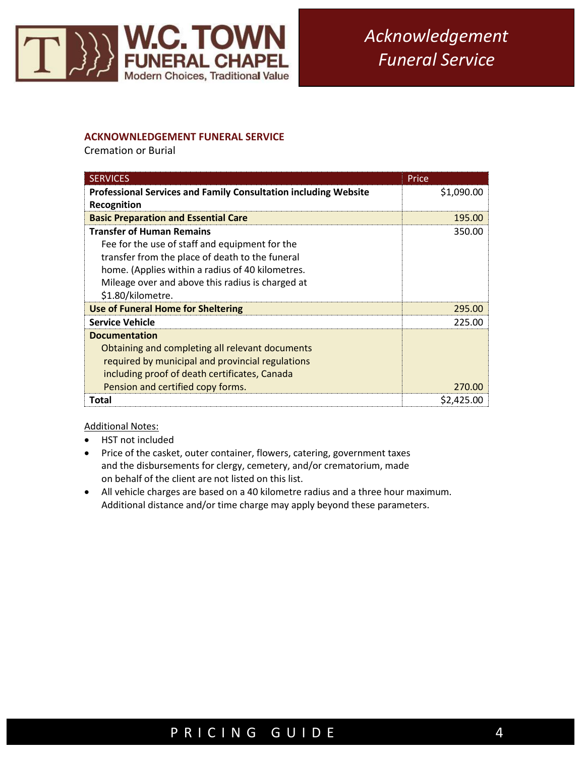# Acknowledgement Funeral Service

## ACKNOWNLEDGEMENT FUNERAL SERVICE

Cremation or Burial

| SERVICES | Price |
|---|---|
| **Professional Services and Family Consultation including Website Recognition** | $1,090.00 |
| **Basic Preparation and Essential Care** | 195.00 |
| **Transfer of Human Remains**<br>Fee for the use of staff and equipment for the transfer from the place of death to the funeral home. (Applies within a radius of 40 kilometres. Mileage over and above this radius is charged at $1.80/kilometre. | 350.00 |
| **Use of Funeral Home for Sheltering** | 295.00 |
| **Service Vehicle** | 225.00 |
| **Documentation**<br>Obtaining and completing all relevant documents required by municipal and provincial regulations including proof of death certificates, Canada Pension and certified copy forms. | 270.00 |
| **Total** | $2,425.00 |

Additional Notes:

- HST not included
- Price of the casket, outer container, flowers, catering, government taxes and the disbursements for clergy, cemetery, and/or crematorium, made on behalf of the client are not listed on this list.
- All vehicle charges are based on a 40 kilometre radius and a three hour maximum. Additional distance and/or time charge may apply beyond these parameters.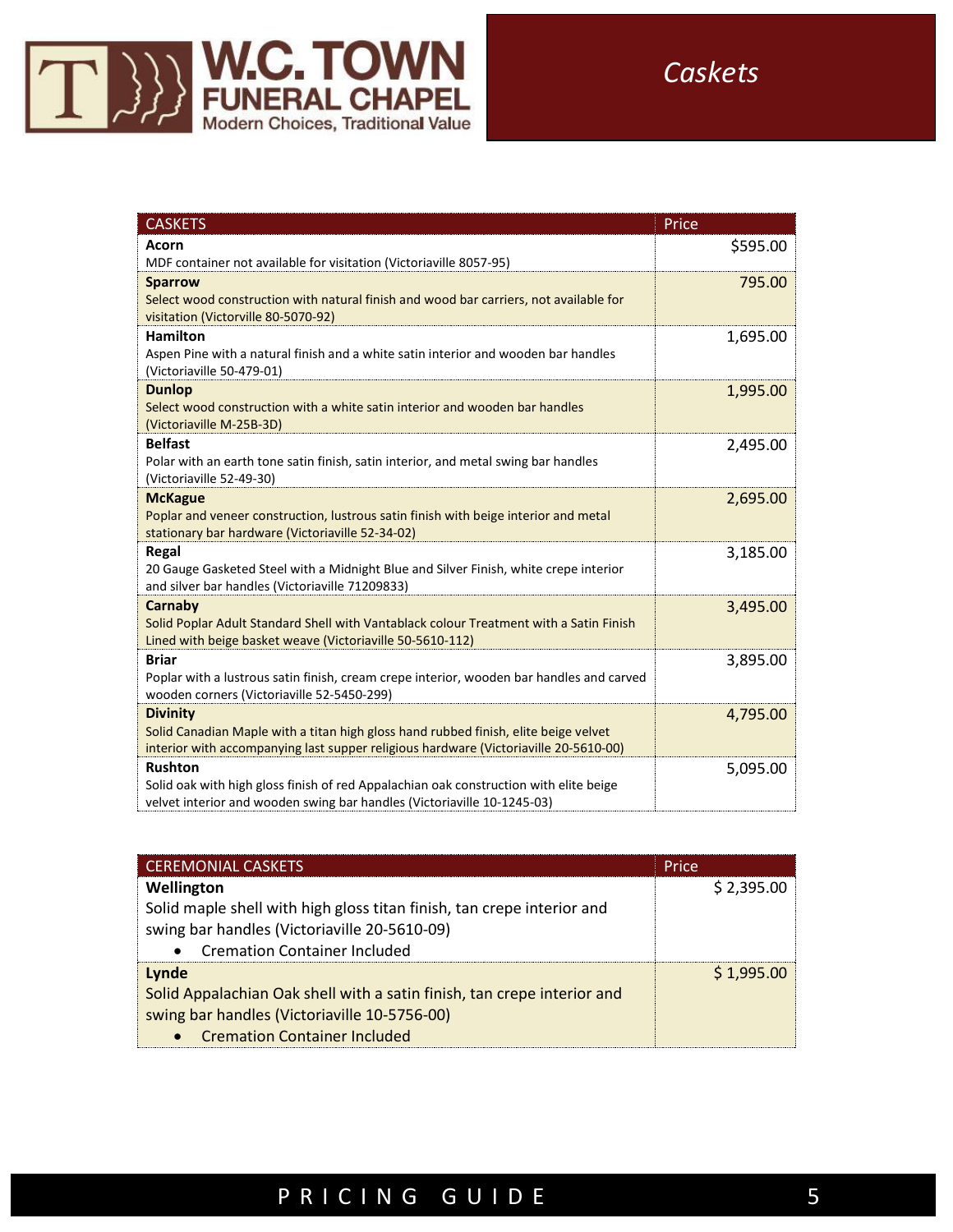# Caskets

| CASKETS | Price |
|---|---|
| **Acorn**<br>MDF container not available for visitation (Victoriaville 8057-95) | $595.00 |
| **Sparrow**<br>Select wood construction with natural finish and wood bar carriers, not available for visitation (Victorville 80-5070-92) | 795.00 |
| **Hamilton**<br>Aspen Pine with a natural finish and a white satin interior and wooden bar handles (Victoriaville 50-479-01) | 1,695.00 |
| **Dunlop**<br>Select wood construction with a white satin interior and wooden bar handles (Victoriaville M-25B-3D) | 1,995.00 |
| **Belfast**<br>Polar with an earth tone satin finish, satin interior, and metal swing bar handles (Victoriaville 52-49-30) | 2,495.00 |
| **McKague**<br>Poplar and veneer construction, lustrous satin finish with beige interior and metal stationary bar hardware (Victoriaville 52-34-02) | 2,695.00 |
| **Regal**<br>20 Gauge Gasketed Steel with a Midnight Blue and Silver Finish, white crepe interior and silver bar handles (Victoriaville 71209833) | 3,185.00 |
| **Carnaby**<br>Solid Poplar Adult Standard Shell with Vantablack colour Treatment with a Satin Finish Lined with beige basket weave (Victoriaville 50-5610-112) | 3,495.00 |
| **Briar**<br>Poplar with a lustrous satin finish, cream crepe interior, wooden bar handles and carved wooden corners (Victoriaville 52-5450-299) | 3,895.00 |
| **Divinity**<br>Solid Canadian Maple with a titan high gloss hand rubbed finish, elite beige velvet interior with accompanying last supper religious hardware (Victoriaville 20-5610-00) | 4,795.00 |
| **Rushton**<br>Solid oak with high gloss finish of red Appalachian oak construction with elite beige velvet interior and wooden swing bar handles (Victoriaville 10-1245-03) | 5,095.00 |

| CEREMONIAL CASKETS | Price |
|---|---|
| **Wellington**<br>Solid maple shell with high gloss titan finish, tan crepe interior and swing bar handles (Victoriaville 20-5610-09)<br>• Cremation Container Included | $ 2,395.00 |
| **Lynde**<br>Solid Appalachian Oak shell with a satin finish, tan crepe interior and swing bar handles (Victoriaville 10-5756-00)<br>• Cremation Container Included | $ 1,995.00 |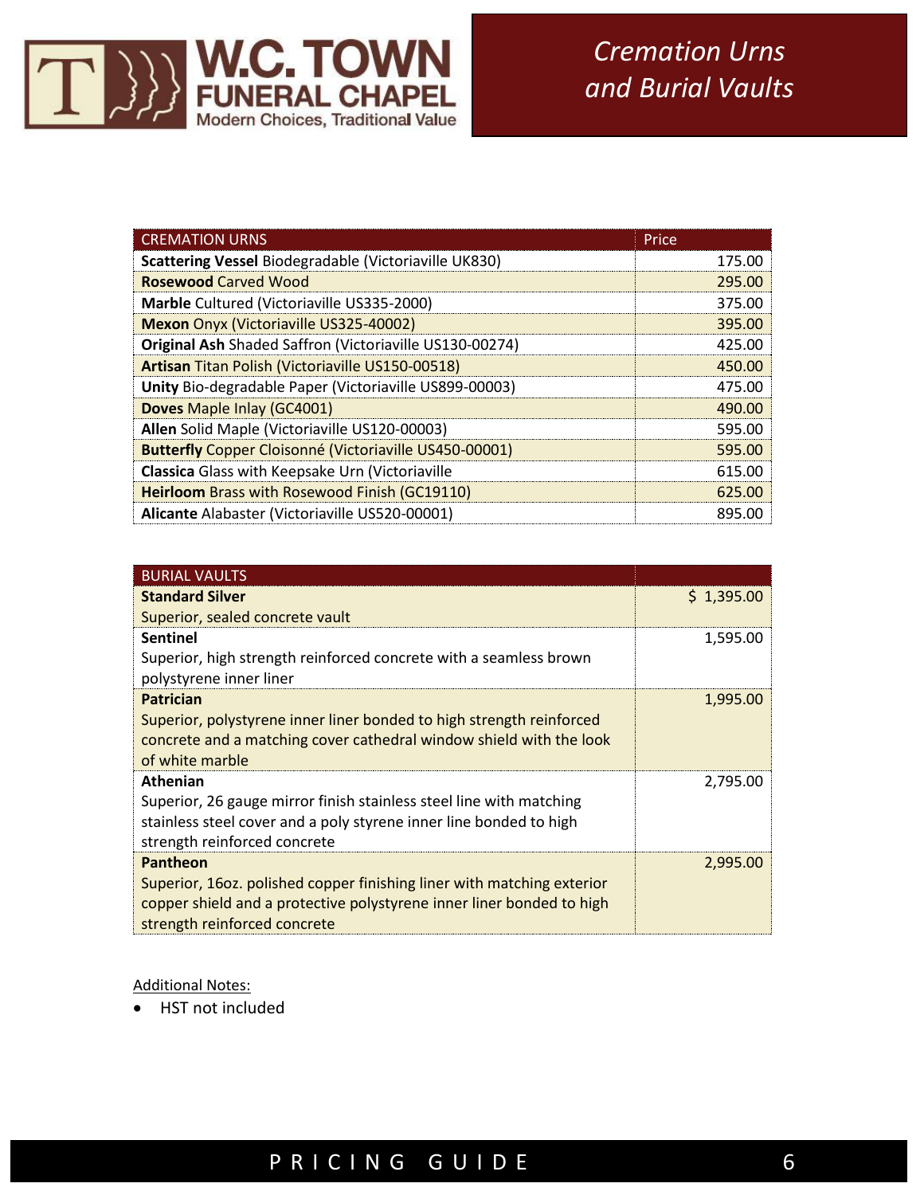# Cremation Urns and Burial Vaults

| CREMATION URNS | Price |
|---|---|
| **Scattering Vessel** Biodegradable (Victoriaville UK830) | 175.00 |
| **Rosewood** Carved Wood | 295.00 |
| **Marble** Cultured (Victoriaville US335-2000) | 375.00 |
| **Mexon** Onyx (Victoriaville US325-40002) | 395.00 |
| **Original Ash** Shaded Saffron (Victoriaville US130-00274) | 425.00 |
| **Artisan** Titan Polish (Victoriaville US150-00518) | 450.00 |
| **Unity** Bio-degradable Paper (Victoriaville US899-00003) | 475.00 |
| **Doves** Maple Inlay (GC4001) | 490.00 |
| **Allen** Solid Maple (Victoriaville US120-00003) | 595.00 |
| **Butterfly** Copper Cloisonné (Victoriaville US450-00001) | 595.00 |
| **Classica** Glass with Keepsake Urn (Victoriaville | 615.00 |
| **Heirloom** Brass with Rosewood Finish (GC19110) | 625.00 |
| **Alicante** Alabaster (Victoriaville US520-00001) | 895.00 |

| BURIAL VAULTS | |
|---|---|
| **Standard Silver**<br>Superior, sealed concrete vault | $ 1,395.00 |
| **Sentinel**<br>Superior, high strength reinforced concrete with a seamless brown polystyrene inner liner | 1,595.00 |
| **Patrician**<br>Superior, polystyrene inner liner bonded to high strength reinforced concrete and a matching cover cathedral window shield with the look of white marble | 1,995.00 |
| **Athenian**<br>Superior, 26 gauge mirror finish stainless steel line with matching stainless steel cover and a poly styrene inner line bonded to high strength reinforced concrete | 2,795.00 |
| **Pantheon**<br>Superior, 16oz. polished copper finishing liner with matching exterior copper shield and a protective polystyrene inner liner bonded to high strength reinforced concrete | 2,995.00 |

Additional Notes:

- HST not included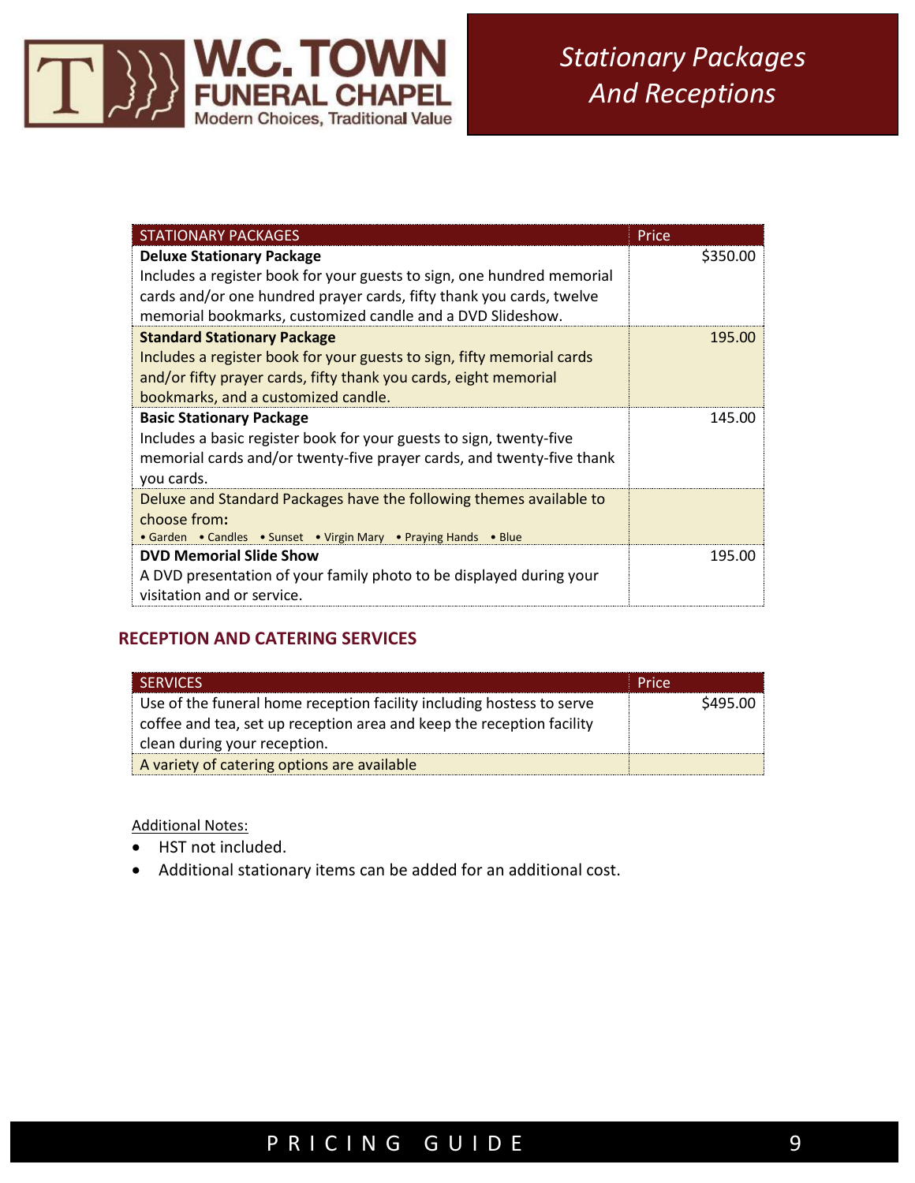# Stationary Packages And Receptions

| STATIONARY PACKAGES | Price |
|---|---|
| **Deluxe Stationary Package**<br>Includes a register book for your guests to sign, one hundred memorial cards and/or one hundred prayer cards, fifty thank you cards, twelve memorial bookmarks, customized candle and a DVD Slideshow. | $350.00 |
| **Standard Stationary Package**<br>Includes a register book for your guests to sign, fifty memorial cards and/or fifty prayer cards, fifty thank you cards, eight memorial bookmarks, and a customized candle. | 195.00 |
| **Basic Stationary Package**<br>Includes a basic register book for your guests to sign, twenty-five memorial cards and/or twenty-five prayer cards, and twenty-five thank you cards. | 145.00 |
| Deluxe and Standard Packages have the following themes available to choose from:<br>• Garden • Candles • Sunset • Virgin Mary • Praying Hands • Blue | |
| **DVD Memorial Slide Show**<br>A DVD presentation of your family photo to be displayed during your visitation and or service. | 195.00 |

## RECEPTION AND CATERING SERVICES

| SERVICES | Price |
|---|---|
| Use of the funeral home reception facility including hostess to serve coffee and tea, set up reception area and keep the reception facility clean during your reception. | $495.00 |
| A variety of catering options are available | |

Additional Notes:

- HST not included.
- Additional stationary items can be added for an additional cost.